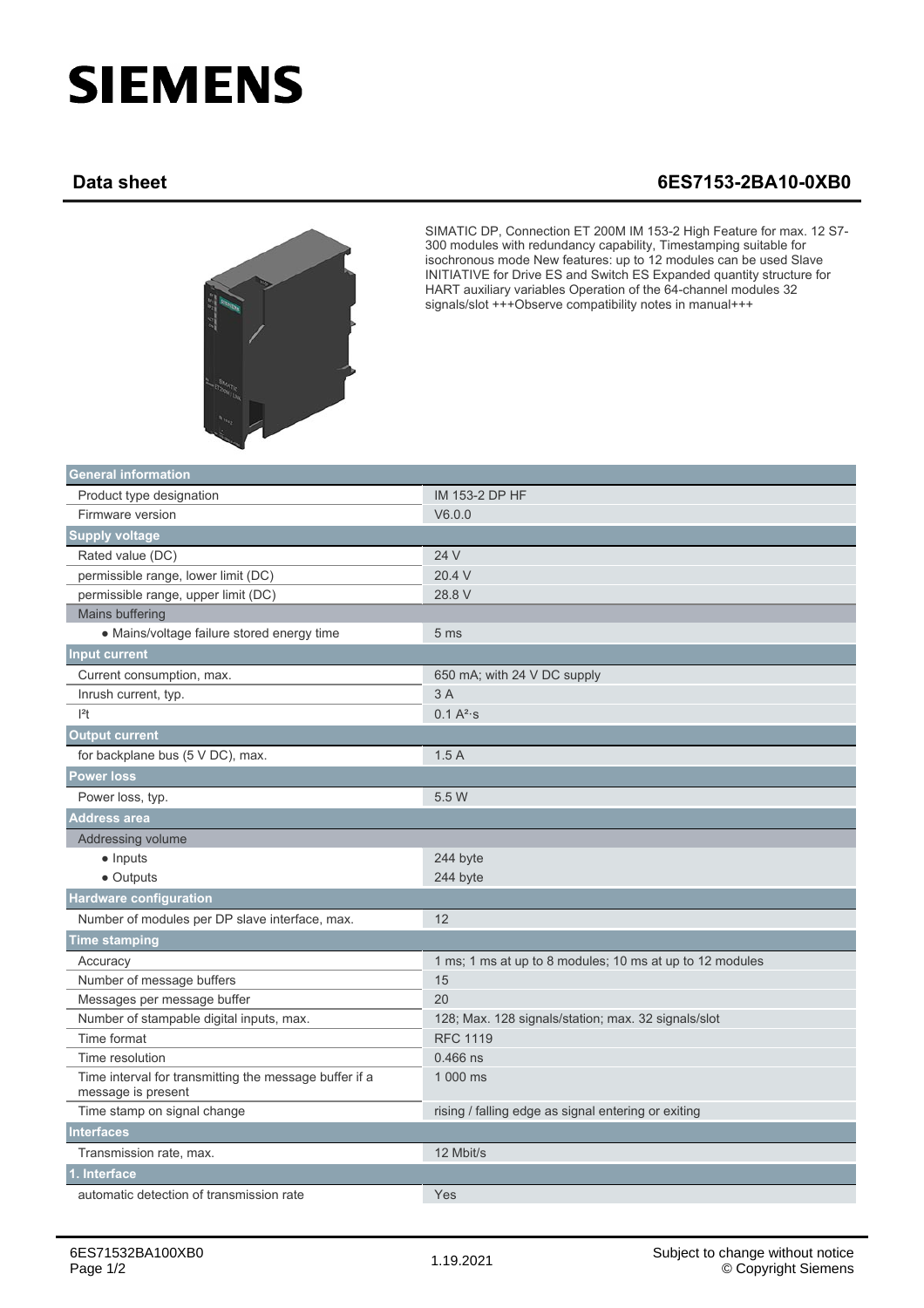# SIEMENS

## Data sheet 6ES7153-2BA10-0XB0

SIMATIC DP, Connection ET 200M IM 153-2 High Feature for max. 12 S7-300 modules with redundancy capability, Timestamping suitable for isochronous mode New features: up to 12 modules can be used Slave INITIATIVE for Drive ES and Switch ES Expanded quantity structure for HART auxiliary variables Operation of the 64-channel modules 32 signals/slot +++Observe compatibility notes in manual+++

| **General information** | |
|---|---|
| Product type designation | IM 153-2 DP HF |
| Firmware version | V6.0.0 |
| **Supply voltage** | |
| Rated value (DC) | 24 V |
| permissible range, lower limit (DC) | 20.4 V |
| permissible range, upper limit (DC) | 28.8 V |
| Mains buffering | |
| • Mains/voltage failure stored energy time | 5 ms |
| **Input current** | |
| Current consumption, max. | 650 mA; with 24 V DC supply |
| Inrush current, typ. | 3 A |
| $I^2t$ | 0.1 $A^2 \cdot s$ |
| **Output current** | |
| for backplane bus (5 V DC), max. | 1.5 A |
| **Power loss** | |
| Power loss, typ. | 5.5 W |
| **Address area** | |
| Addressing volume | |
| • Inputs | 244 byte |
| • Outputs | 244 byte |
| **Hardware configuration** | |
| Number of modules per DP slave interface, max. | 12 |
| **Time stamping** | |
| Accuracy | 1 ms; 1 ms at up to 8 modules; 10 ms at up to 12 modules |
| Number of message buffers | 15 |
| Messages per message buffer | 20 |
| Number of stampable digital inputs, max. | 128; Max. 128 signals/station; max. 32 signals/slot |
| Time format | RFC 1119 |
| Time resolution | 0.466 ns |
| Time interval for transmitting the message buffer if a message is present | 1 000 ms |
| Time stamp on signal change | rising / falling edge as signal entering or exiting |
| **Interfaces** | |
| Transmission rate, max. | 12 Mbit/s |
| **1. Interface** | |
| automatic detection of transmission rate | Yes |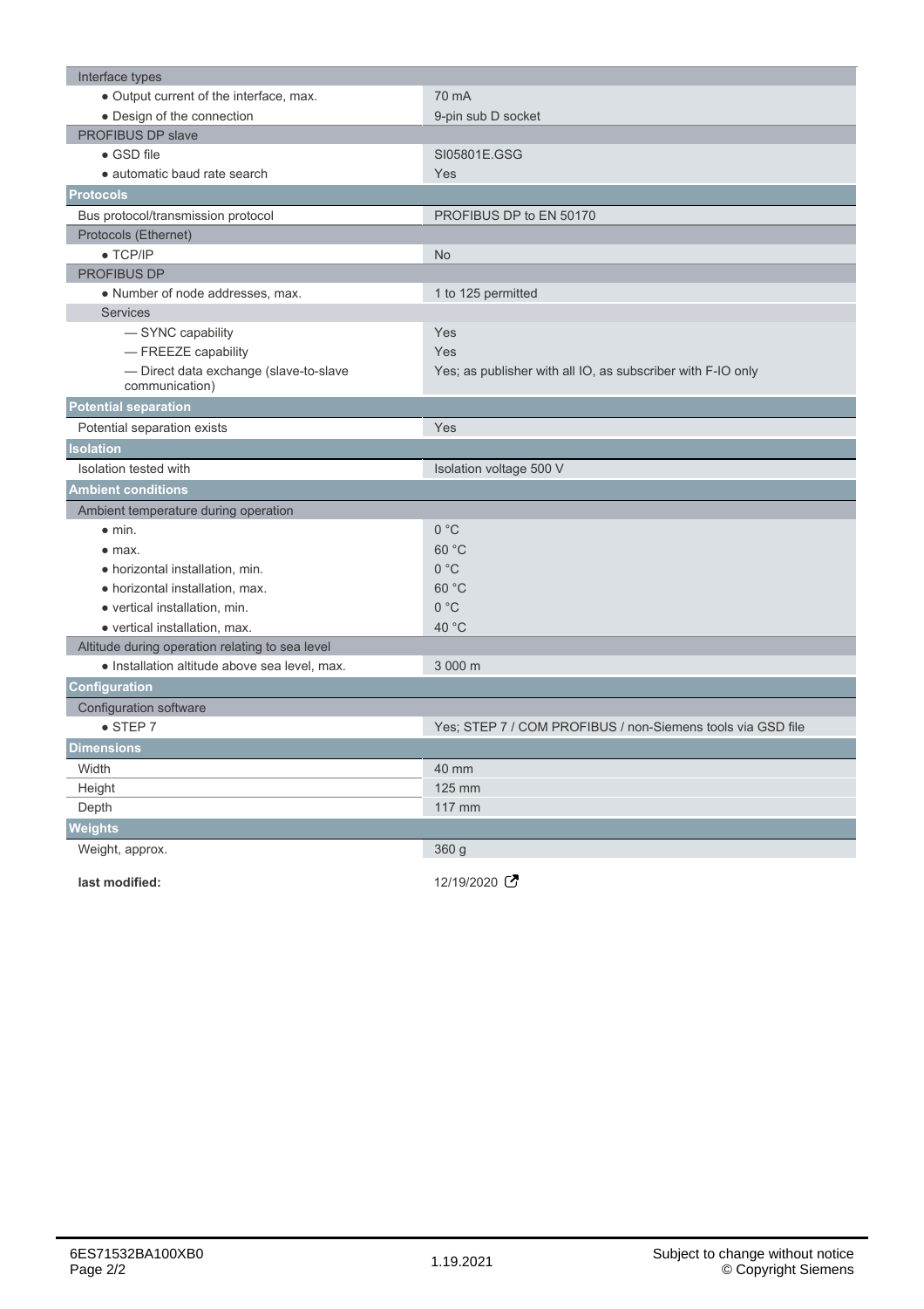| | |
|---|---|
| Interface types | |
| • Output current of the interface, max. | 70 mA |
| • Design of the connection | 9-pin sub D socket |
| PROFIBUS DP slave | |
| • GSD file | SI05801E.GSG |
| • automatic baud rate search | Yes |
| **Protocols** | |
| Bus protocol/transmission protocol | PROFIBUS DP to EN 50170 |
| Protocols (Ethernet) | |
| • TCP/IP | No |
| PROFIBUS DP | |
| • Number of node addresses, max. | 1 to 125 permitted |
| Services | |
| — SYNC capability | Yes |
| — FREEZE capability | Yes |
| — Direct data exchange (slave-to-slave communication) | Yes; as publisher with all IO, as subscriber with F-IO only |
| **Potential separation** | |
| Potential separation exists | Yes |
| **Isolation** | |
| Isolation tested with | Isolation voltage 500 V |
| **Ambient conditions** | |
| Ambient temperature during operation | |
| • min. | 0 °C |
| • max. | 60 °C |
| • horizontal installation, min. | 0 °C |
| • horizontal installation, max. | 60 °C |
| • vertical installation, min. | 0 °C |
| • vertical installation, max. | 40 °C |
| Altitude during operation relating to sea level | |
| • Installation altitude above sea level, max. | 3 000 m |
| **Configuration** | |
| Configuration software | |
| • STEP 7 | Yes; STEP 7 / COM PROFIBUS / non-Siemens tools via GSD file |
| **Dimensions** | |
| Width | 40 mm |
| Height | 125 mm |
| Depth | 117 mm |
| **Weights** | |
| Weight, approx. | 360 g |

**last modified:** 12/19/2020